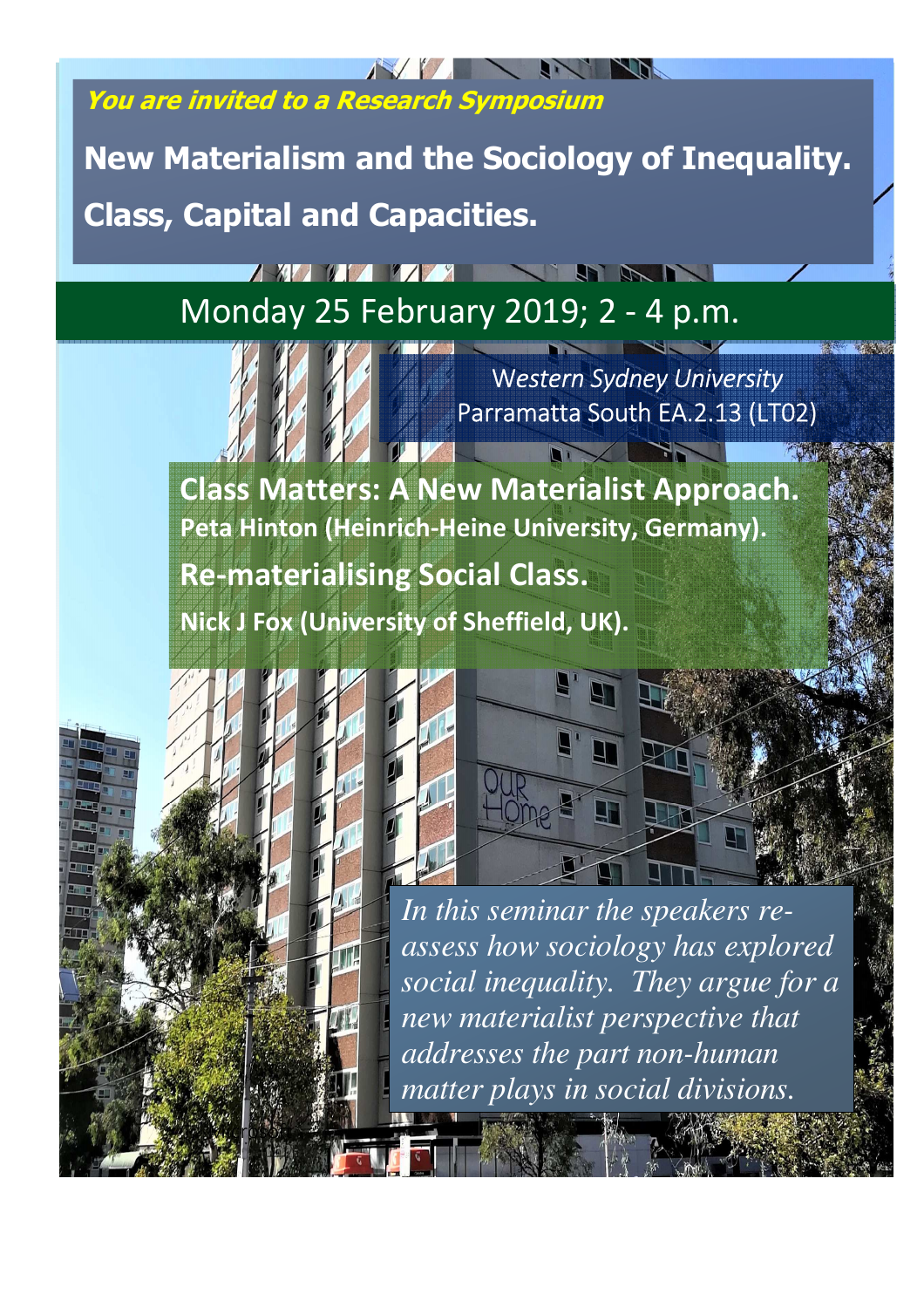***You are invited to a Research Symposium***

# New Materialism and the Sociology of Inequality. Class, Capital and Capacities.

## Monday 25 February 2019; 2 - 4 p.m.

*Western Sydney University*
Parramatta South EA.2.13 (LT02)

**Class Matters: A New Materialist Approach.**
**Peta Hinton (Heinrich-Heine University, Germany).**

**Re-materialising Social Class.**
**Nick J Fox (University of Sheffield, UK).**

*In this seminar the speakers re-assess how sociology has explored social inequality. They argue for a new materialist perspective that addresses the part non-human matter plays in social divisions.*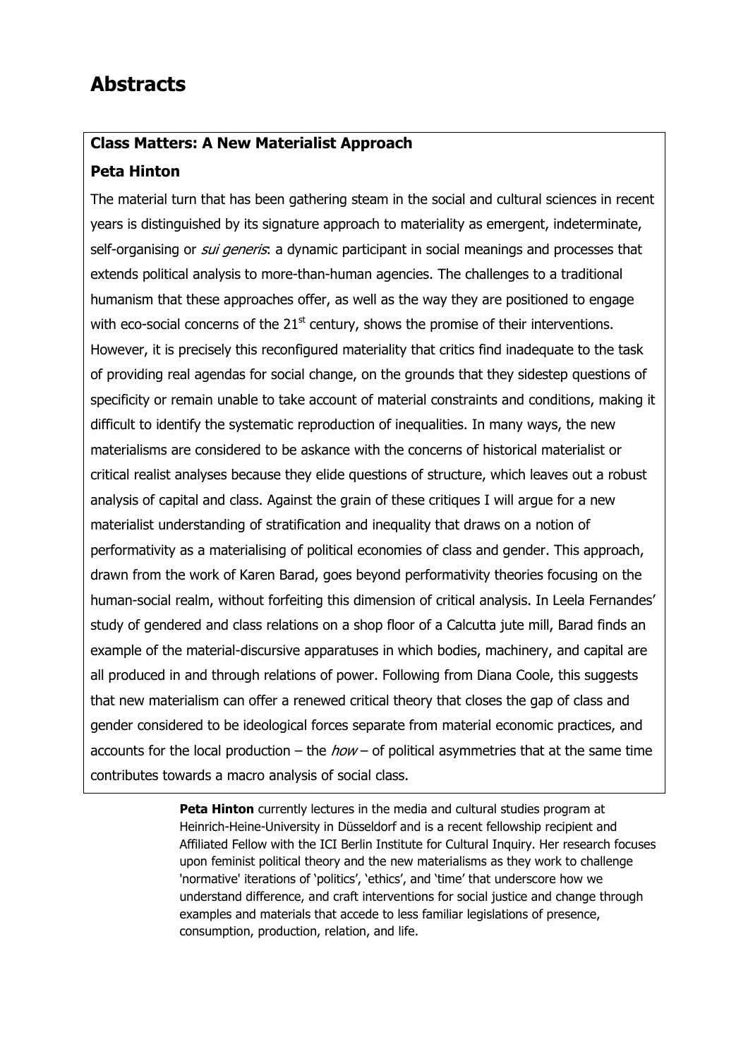# Abstracts

**Class Matters: A New Materialist Approach**

**Peta Hinton**

The material turn that has been gathering steam in the social and cultural sciences in recent years is distinguished by its signature approach to materiality as emergent, indeterminate, self-organising or *sui generis*: a dynamic participant in social meanings and processes that extends political analysis to more-than-human agencies. The challenges to a traditional humanism that these approaches offer, as well as the way they are positioned to engage with eco-social concerns of the 21st century, shows the promise of their interventions. However, it is precisely this reconfigured materiality that critics find inadequate to the task of providing real agendas for social change, on the grounds that they sidestep questions of specificity or remain unable to take account of material constraints and conditions, making it difficult to identify the systematic reproduction of inequalities. In many ways, the new materialisms are considered to be askance with the concerns of historical materialist or critical realist analyses because they elide questions of structure, which leaves out a robust analysis of capital and class. Against the grain of these critiques I will argue for a new materialist understanding of stratification and inequality that draws on a notion of performativity as a materialising of political economies of class and gender. This approach, drawn from the work of Karen Barad, goes beyond performativity theories focusing on the human-social realm, without forfeiting this dimension of critical analysis. In Leela Fernandes' study of gendered and class relations on a shop floor of a Calcutta jute mill, Barad finds an example of the material-discursive apparatuses in which bodies, machinery, and capital are all produced in and through relations of power. Following from Diana Coole, this suggests that new materialism can offer a renewed critical theory that closes the gap of class and gender considered to be ideological forces separate from material economic practices, and accounts for the local production – the *how* – of political asymmetries that at the same time contributes towards a macro analysis of social class.

**Peta Hinton** currently lectures in the media and cultural studies program at Heinrich-Heine-University in Düsseldorf and is a recent fellowship recipient and Affiliated Fellow with the ICI Berlin Institute for Cultural Inquiry. Her research focuses upon feminist political theory and the new materialisms as they work to challenge 'normative' iterations of 'politics', 'ethics', and 'time' that underscore how we understand difference, and craft interventions for social justice and change through examples and materials that accede to less familiar legislations of presence, consumption, production, relation, and life.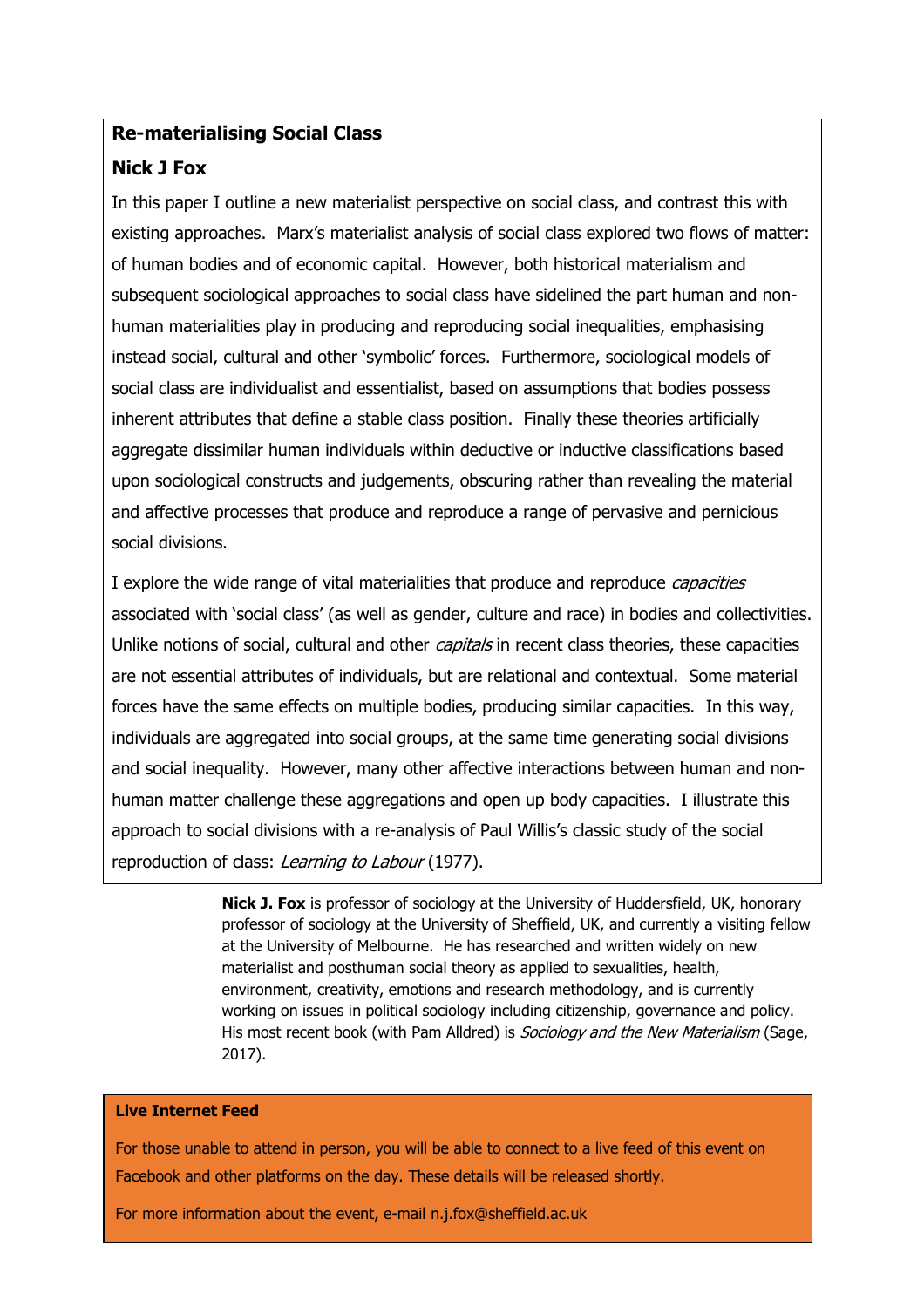**Re-materialising Social Class**

**Nick J Fox**

In this paper I outline a new materialist perspective on social class, and contrast this with existing approaches. Marx's materialist analysis of social class explored two flows of matter: of human bodies and of economic capital. However, both historical materialism and subsequent sociological approaches to social class have sidelined the part human and non-human materialities play in producing and reproducing social inequalities, emphasising instead social, cultural and other 'symbolic' forces. Furthermore, sociological models of social class are individualist and essentialist, based on assumptions that bodies possess inherent attributes that define a stable class position. Finally these theories artificially aggregate dissimilar human individuals within deductive or inductive classifications based upon sociological constructs and judgements, obscuring rather than revealing the material and affective processes that produce and reproduce a range of pervasive and pernicious social divisions.

I explore the wide range of vital materialities that produce and reproduce *capacities* associated with 'social class' (as well as gender, culture and race) in bodies and collectivities. Unlike notions of social, cultural and other *capitals* in recent class theories, these capacities are not essential attributes of individuals, but are relational and contextual. Some material forces have the same effects on multiple bodies, producing similar capacities. In this way, individuals are aggregated into social groups, at the same time generating social divisions and social inequality. However, many other affective interactions between human and non-human matter challenge these aggregations and open up body capacities. I illustrate this approach to social divisions with a re-analysis of Paul Willis's classic study of the social reproduction of class: *Learning to Labour* (1977).

**Nick J. Fox** is professor of sociology at the University of Huddersfield, UK, honorary professor of sociology at the University of Sheffield, UK, and currently a visiting fellow at the University of Melbourne. He has researched and written widely on new materialist and posthuman social theory as applied to sexualities, health, environment, creativity, emotions and research methodology, and is currently working on issues in political sociology including citizenship, governance and policy. His most recent book (with Pam Alldred) is *Sociology and the New Materialism* (Sage, 2017).

**Live Internet Feed**

For those unable to attend in person, you will be able to connect to a live feed of this event on Facebook and other platforms on the day. These details will be released shortly.

For more information about the event, e-mail n.j.fox@sheffield.ac.uk